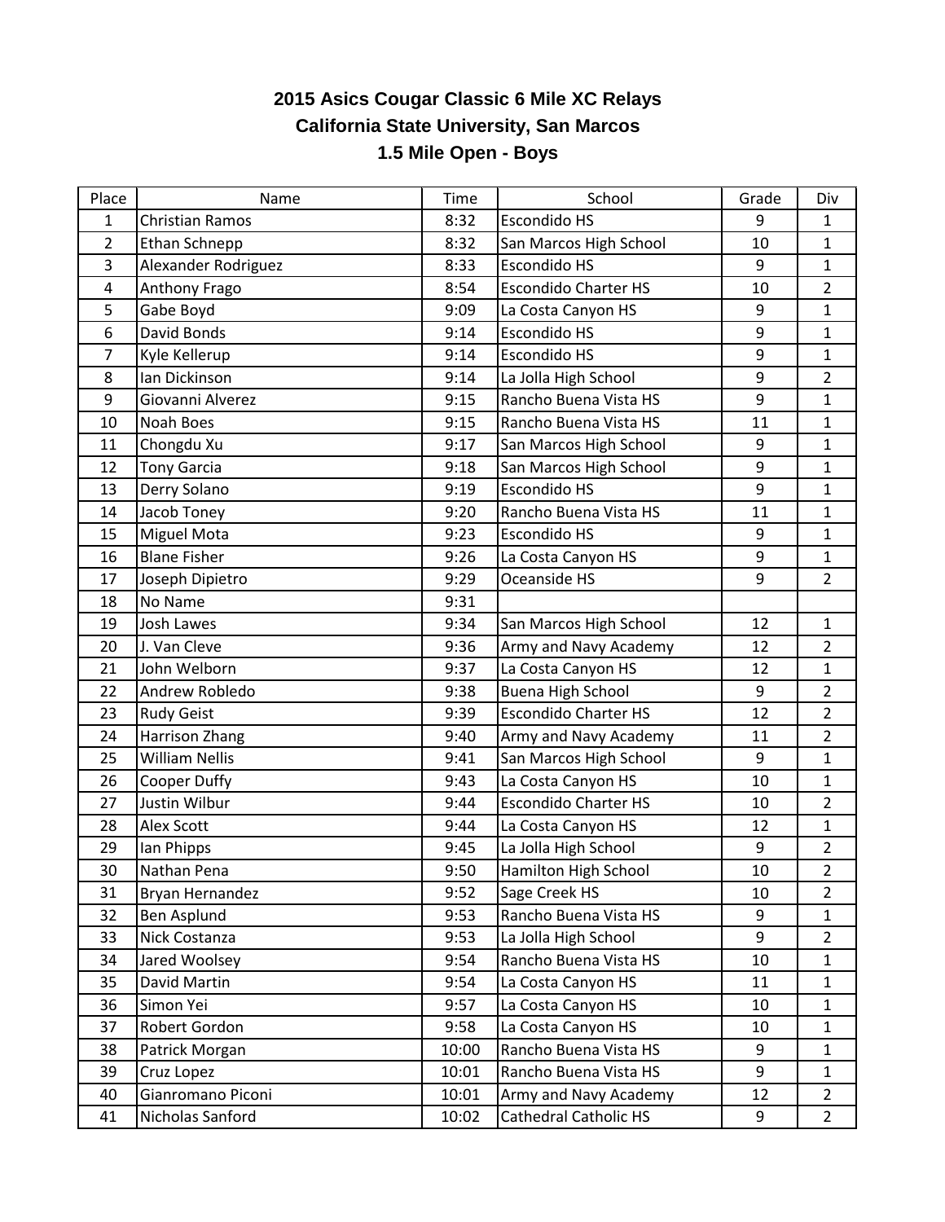# 2015 Asics Cougar Classic 6 Mile XC Relays

## California State University, San Marcos

### 1.5 Mile Open - Boys

| Place | Name | Time | School | Grade | Div |
|---|---|---|---|---|---|
| 1 | Christian Ramos | 8:32 | Escondido HS | 9 | 1 |
| 2 | Ethan Schnepp | 8:32 | San Marcos High School | 10 | 1 |
| 3 | Alexander Rodriguez | 8:33 | Escondido HS | 9 | 1 |
| 4 | Anthony Frago | 8:54 | Escondido Charter HS | 10 | 2 |
| 5 | Gabe Boyd | 9:09 | La Costa Canyon HS | 9 | 1 |
| 6 | David Bonds | 9:14 | Escondido HS | 9 | 1 |
| 7 | Kyle Kellerup | 9:14 | Escondido HS | 9 | 1 |
| 8 | Ian Dickinson | 9:14 | La Jolla High School | 9 | 2 |
| 9 | Giovanni Alverez | 9:15 | Rancho Buena Vista HS | 9 | 1 |
| 10 | Noah Boes | 9:15 | Rancho Buena Vista HS | 11 | 1 |
| 11 | Chongdu Xu | 9:17 | San Marcos High School | 9 | 1 |
| 12 | Tony Garcia | 9:18 | San Marcos High School | 9 | 1 |
| 13 | Derry Solano | 9:19 | Escondido HS | 9 | 1 |
| 14 | Jacob Toney | 9:20 | Rancho Buena Vista HS | 11 | 1 |
| 15 | Miguel Mota | 9:23 | Escondido HS | 9 | 1 |
| 16 | Blane Fisher | 9:26 | La Costa Canyon HS | 9 | 1 |
| 17 | Joseph Dipietro | 9:29 | Oceanside HS | 9 | 2 |
| 18 | No Name | 9:31 | | | |
| 19 | Josh Lawes | 9:34 | San Marcos High School | 12 | 1 |
| 20 | J. Van Cleve | 9:36 | Army and Navy Academy | 12 | 2 |
| 21 | John Welborn | 9:37 | La Costa Canyon HS | 12 | 1 |
| 22 | Andrew Robledo | 9:38 | Buena High School | 9 | 2 |
| 23 | Rudy Geist | 9:39 | Escondido Charter HS | 12 | 2 |
| 24 | Harrison Zhang | 9:40 | Army and Navy Academy | 11 | 2 |
| 25 | William Nellis | 9:41 | San Marcos High School | 9 | 1 |
| 26 | Cooper Duffy | 9:43 | La Costa Canyon HS | 10 | 1 |
| 27 | Justin Wilbur | 9:44 | Escondido Charter HS | 10 | 2 |
| 28 | Alex Scott | 9:44 | La Costa Canyon HS | 12 | 1 |
| 29 | Ian Phipps | 9:45 | La Jolla High School | 9 | 2 |
| 30 | Nathan Pena | 9:50 | Hamilton High School | 10 | 2 |
| 31 | Bryan Hernandez | 9:52 | Sage Creek HS | 10 | 2 |
| 32 | Ben Asplund | 9:53 | Rancho Buena Vista HS | 9 | 1 |
| 33 | Nick Costanza | 9:53 | La Jolla High School | 9 | 2 |
| 34 | Jared Woolsey | 9:54 | Rancho Buena Vista HS | 10 | 1 |
| 35 | David Martin | 9:54 | La Costa Canyon HS | 11 | 1 |
| 36 | Simon Yei | 9:57 | La Costa Canyon HS | 10 | 1 |
| 37 | Robert Gordon | 9:58 | La Costa Canyon HS | 10 | 1 |
| 38 | Patrick Morgan | 10:00 | Rancho Buena Vista HS | 9 | 1 |
| 39 | Cruz Lopez | 10:01 | Rancho Buena Vista HS | 9 | 1 |
| 40 | Gianromano Piconi | 10:01 | Army and Navy Academy | 12 | 2 |
| 41 | Nicholas Sanford | 10:02 | Cathedral Catholic HS | 9 | 2 |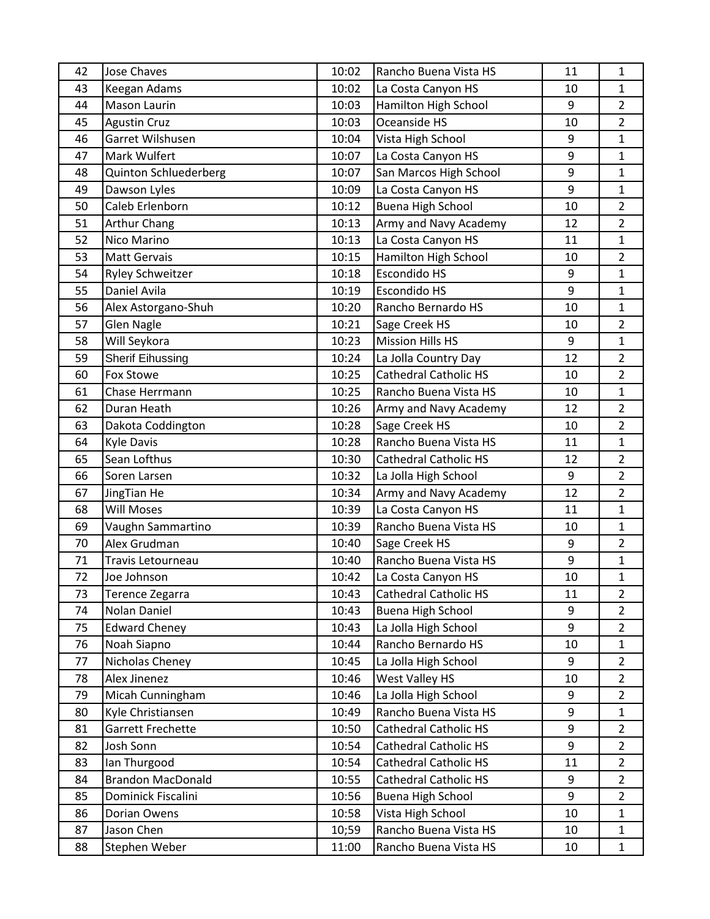| 42 | Jose Chaves | 10:02 | Rancho Buena Vista HS | 11 | 1 |
|---|---|---|---|---|---|
| 43 | Keegan Adams | 10:02 | La Costa Canyon HS | 10 | 1 |
| 44 | Mason Laurin | 10:03 | Hamilton High School | 9 | 2 |
| 45 | Agustin Cruz | 10:03 | Oceanside HS | 10 | 2 |
| 46 | Garret Wilshusen | 10:04 | Vista High School | 9 | 1 |
| 47 | Mark Wulfert | 10:07 | La Costa Canyon HS | 9 | 1 |
| 48 | Quinton Schluederberg | 10:07 | San Marcos High School | 9 | 1 |
| 49 | Dawson Lyles | 10:09 | La Costa Canyon HS | 9 | 1 |
| 50 | Caleb Erlenborn | 10:12 | Buena High School | 10 | 2 |
| 51 | Arthur Chang | 10:13 | Army and Navy Academy | 12 | 2 |
| 52 | Nico Marino | 10:13 | La Costa Canyon HS | 11 | 1 |
| 53 | Matt Gervais | 10:15 | Hamilton High School | 10 | 2 |
| 54 | Ryley Schweitzer | 10:18 | Escondido HS | 9 | 1 |
| 55 | Daniel Avila | 10:19 | Escondido HS | 9 | 1 |
| 56 | Alex Astorgano-Shuh | 10:20 | Rancho Bernardo HS | 10 | 1 |
| 57 | Glen Nagle | 10:21 | Sage Creek HS | 10 | 2 |
| 58 | Will Seykora | 10:23 | Mission Hills HS | 9 | 1 |
| 59 | Sherif Eihussing | 10:24 | La Jolla Country Day | 12 | 2 |
| 60 | Fox Stowe | 10:25 | Cathedral Catholic HS | 10 | 2 |
| 61 | Chase Herrmann | 10:25 | Rancho Buena Vista HS | 10 | 1 |
| 62 | Duran Heath | 10:26 | Army and Navy Academy | 12 | 2 |
| 63 | Dakota Coddington | 10:28 | Sage Creek HS | 10 | 2 |
| 64 | Kyle Davis | 10:28 | Rancho Buena Vista HS | 11 | 1 |
| 65 | Sean Lofthus | 10:30 | Cathedral Catholic HS | 12 | 2 |
| 66 | Soren Larsen | 10:32 | La Jolla High School | 9 | 2 |
| 67 | JingTian He | 10:34 | Army and Navy Academy | 12 | 2 |
| 68 | Will Moses | 10:39 | La Costa Canyon HS | 11 | 1 |
| 69 | Vaughn Sammartino | 10:39 | Rancho Buena Vista HS | 10 | 1 |
| 70 | Alex Grudman | 10:40 | Sage Creek HS | 9 | 2 |
| 71 | Travis Letourneau | 10:40 | Rancho Buena Vista HS | 9 | 1 |
| 72 | Joe Johnson | 10:42 | La Costa Canyon HS | 10 | 1 |
| 73 | Terence Zegarra | 10:43 | Cathedral Catholic HS | 11 | 2 |
| 74 | Nolan Daniel | 10:43 | Buena High School | 9 | 2 |
| 75 | Edward Cheney | 10:43 | La Jolla High School | 9 | 2 |
| 76 | Noah Siapno | 10:44 | Rancho Bernardo HS | 10 | 1 |
| 77 | Nicholas Cheney | 10:45 | La Jolla High School | 9 | 2 |
| 78 | Alex Jinenez | 10:46 | West Valley HS | 10 | 2 |
| 79 | Micah Cunningham | 10:46 | La Jolla High School | 9 | 2 |
| 80 | Kyle Christiansen | 10:49 | Rancho Buena Vista HS | 9 | 1 |
| 81 | Garrett Frechette | 10:50 | Cathedral Catholic HS | 9 | 2 |
| 82 | Josh Sonn | 10:54 | Cathedral Catholic HS | 9 | 2 |
| 83 | Ian Thurgood | 10:54 | Cathedral Catholic HS | 11 | 2 |
| 84 | Brandon MacDonald | 10:55 | Cathedral Catholic HS | 9 | 2 |
| 85 | Dominick Fiscalini | 10:56 | Buena High School | 9 | 2 |
| 86 | Dorian Owens | 10:58 | Vista High School | 10 | 1 |
| 87 | Jason Chen | 10;59 | Rancho Buena Vista HS | 10 | 1 |
| 88 | Stephen Weber | 11:00 | Rancho Buena Vista HS | 10 | 1 |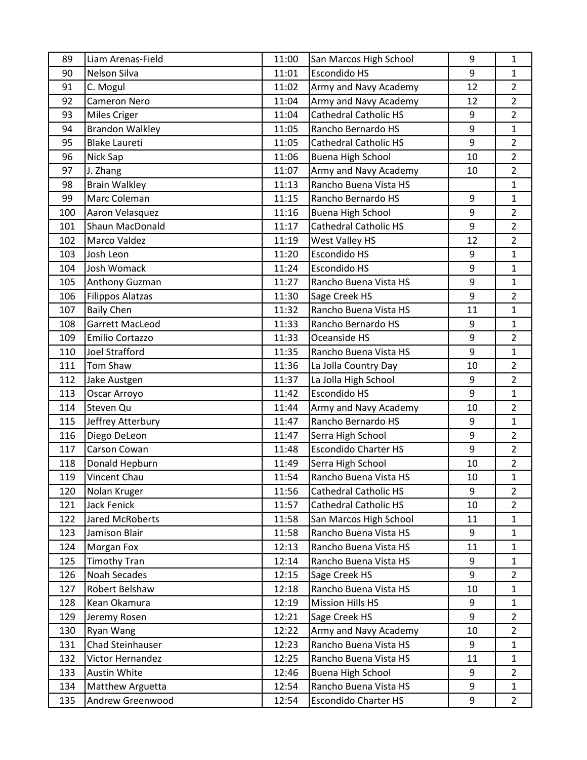| | | | | | |
|---|---|---|---|---|---|
| 89 | Liam Arenas-Field | 11:00 | San Marcos High School | 9 | 1 |
| 90 | Nelson Silva | 11:01 | Escondido HS | 9 | 1 |
| 91 | C. Mogul | 11:02 | Army and Navy Academy | 12 | 2 |
| 92 | Cameron Nero | 11:04 | Army and Navy Academy | 12 | 2 |
| 93 | Miles Criger | 11:04 | Cathedral Catholic HS | 9 | 2 |
| 94 | Brandon Walkley | 11:05 | Rancho Bernardo HS | 9 | 1 |
| 95 | Blake Laureti | 11:05 | Cathedral Catholic HS | 9 | 2 |
| 96 | Nick Sap | 11:06 | Buena High School | 10 | 2 |
| 97 | J. Zhang | 11:07 | Army and Navy Academy | 10 | 2 |
| 98 | Brain Walkley | 11:13 | Rancho Buena Vista HS | | 1 |
| 99 | Marc Coleman | 11:15 | Rancho Bernardo HS | 9 | 1 |
| 100 | Aaron Velasquez | 11:16 | Buena High School | 9 | 2 |
| 101 | Shaun MacDonald | 11:17 | Cathedral Catholic HS | 9 | 2 |
| 102 | Marco Valdez | 11:19 | West Valley HS | 12 | 2 |
| 103 | Josh Leon | 11:20 | Escondido HS | 9 | 1 |
| 104 | Josh Womack | 11:24 | Escondido HS | 9 | 1 |
| 105 | Anthony Guzman | 11:27 | Rancho Buena Vista HS | 9 | 1 |
| 106 | Filippos Alatzas | 11:30 | Sage Creek HS | 9 | 2 |
| 107 | Baily Chen | 11:32 | Rancho Buena Vista HS | 11 | 1 |
| 108 | Garrett MacLeod | 11:33 | Rancho Bernardo HS | 9 | 1 |
| 109 | Emilio Cortazzo | 11:33 | Oceanside HS | 9 | 2 |
| 110 | Joel Strafford | 11:35 | Rancho Buena Vista HS | 9 | 1 |
| 111 | Tom Shaw | 11:36 | La Jolla Country Day | 10 | 2 |
| 112 | Jake Austgen | 11:37 | La Jolla High School | 9 | 2 |
| 113 | Oscar Arroyo | 11:42 | Escondido HS | 9 | 1 |
| 114 | Steven Qu | 11:44 | Army and Navy Academy | 10 | 2 |
| 115 | Jeffrey Atterbury | 11:47 | Rancho Bernardo HS | 9 | 1 |
| 116 | Diego DeLeon | 11:47 | Serra High School | 9 | 2 |
| 117 | Carson Cowan | 11:48 | Escondido Charter HS | 9 | 2 |
| 118 | Donald Hepburn | 11:49 | Serra High School | 10 | 2 |
| 119 | Vincent Chau | 11:54 | Rancho Buena Vista HS | 10 | 1 |
| 120 | Nolan Kruger | 11:56 | Cathedral Catholic HS | 9 | 2 |
| 121 | Jack Fenick | 11:57 | Cathedral Catholic HS | 10 | 2 |
| 122 | Jared McRoberts | 11:58 | San Marcos High School | 11 | 1 |
| 123 | Jamison Blair | 11:58 | Rancho Buena Vista HS | 9 | 1 |
| 124 | Morgan Fox | 12:13 | Rancho Buena Vista HS | 11 | 1 |
| 125 | Timothy Tran | 12:14 | Rancho Buena Vista HS | 9 | 1 |
| 126 | Noah Secades | 12:15 | Sage Creek HS | 9 | 2 |
| 127 | Robert Belshaw | 12:18 | Rancho Buena Vista HS | 10 | 1 |
| 128 | Kean Okamura | 12:19 | Mission Hills HS | 9 | 1 |
| 129 | Jeremy Rosen | 12:21 | Sage Creek HS | 9 | 2 |
| 130 | Ryan Wang | 12:22 | Army and Navy Academy | 10 | 2 |
| 131 | Chad Steinhauser | 12:23 | Rancho Buena Vista HS | 9 | 1 |
| 132 | Victor Hernandez | 12:25 | Rancho Buena Vista HS | 11 | 1 |
| 133 | Austin White | 12:46 | Buena High School | 9 | 2 |
| 134 | Matthew Arguetta | 12:54 | Rancho Buena Vista HS | 9 | 1 |
| 135 | Andrew Greenwood | 12:54 | Escondido Charter HS | 9 | 2 |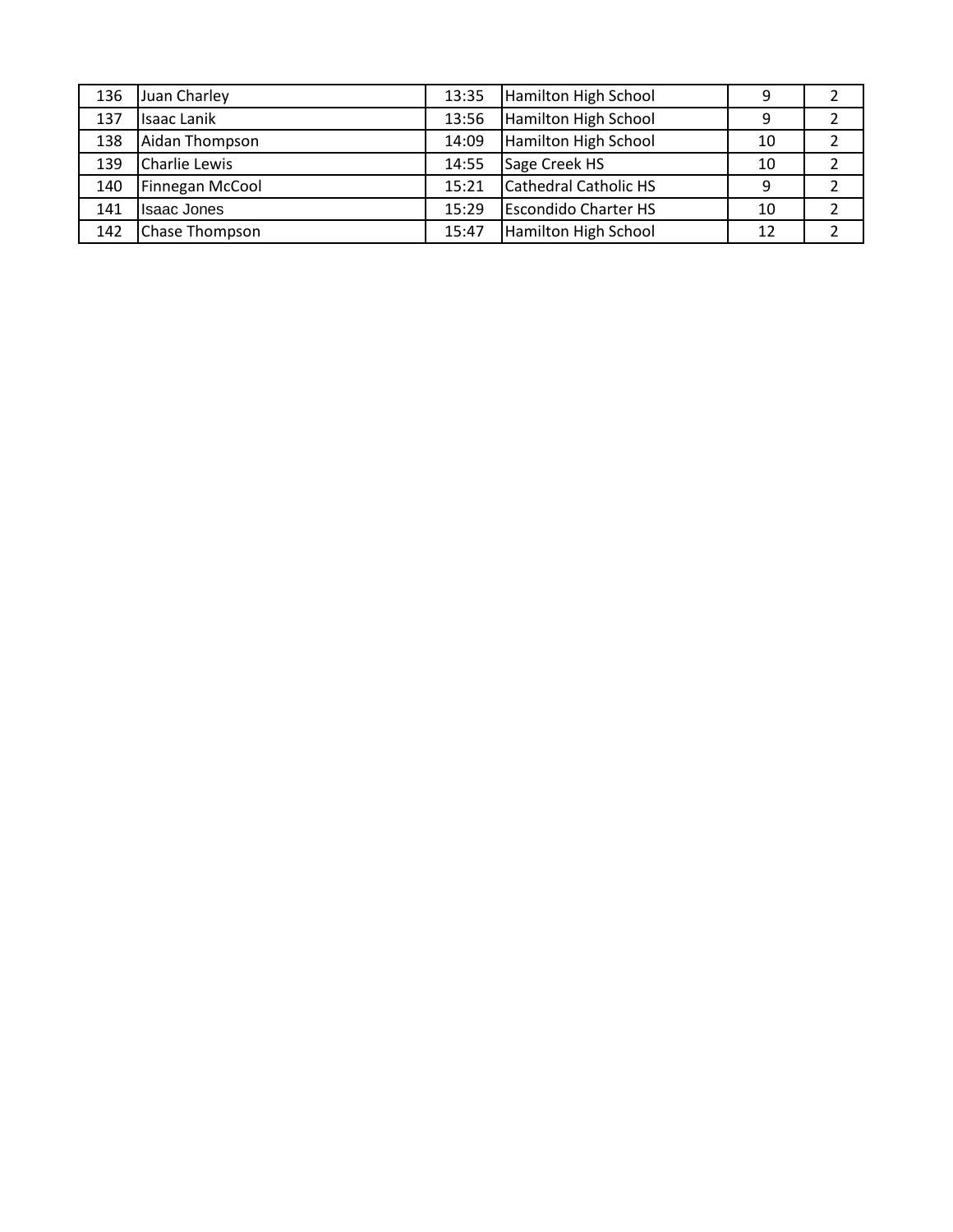| | | | | | |
|---|---|---|---|---|---|
| 136 | Juan Charley | 13:35 | Hamilton High School | 9 | 2 |
| 137 | Isaac Lanik | 13:56 | Hamilton High School | 9 | 2 |
| 138 | Aidan Thompson | 14:09 | Hamilton High School | 10 | 2 |
| 139 | Charlie Lewis | 14:55 | Sage Creek HS | 10 | 2 |
| 140 | Finnegan McCool | 15:21 | Cathedral Catholic HS | 9 | 2 |
| 141 | Isaac Jones | 15:29 | Escondido Charter HS | 10 | 2 |
| 142 | Chase Thompson | 15:47 | Hamilton High School | 12 | 2 |